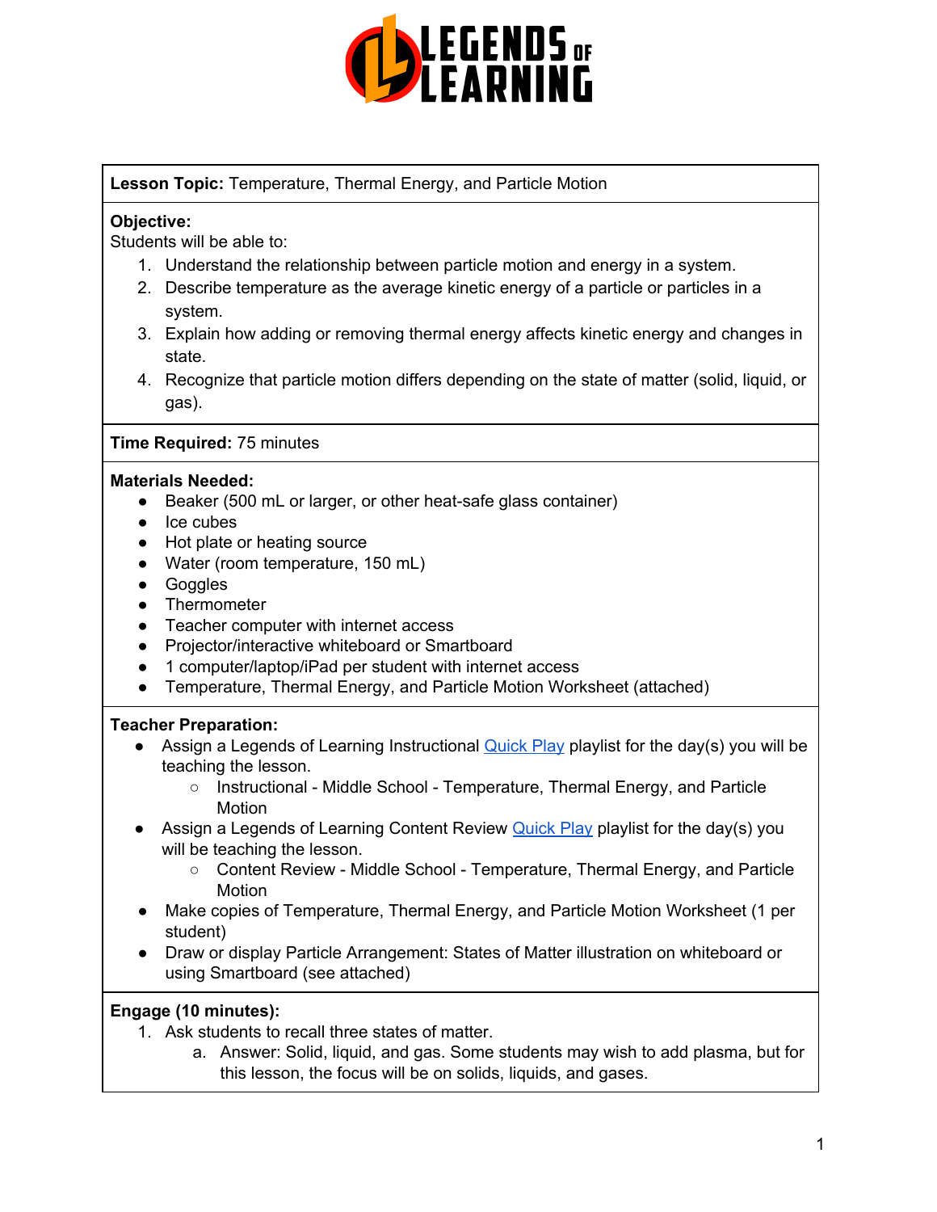**Lesson Topic:** Temperature, Thermal Energy, and Particle Motion

**Objective:**
Students will be able to:

1. Understand the relationship between particle motion and energy in a system.
2. Describe temperature as the average kinetic energy of a particle or particles in a system.
3. Explain how adding or removing thermal energy affects kinetic energy and changes in state.
4. Recognize that particle motion differs depending on the state of matter (solid, liquid, or gas).

**Time Required:** 75 minutes

**Materials Needed:**

- Beaker (500 mL or larger, or other heat-safe glass container)
- Ice cubes
- Hot plate or heating source
- Water (room temperature, 150 mL)
- Goggles
- Thermometer
- Teacher computer with internet access
- Projector/interactive whiteboard or Smartboard
- 1 computer/laptop/iPad per student with internet access
- Temperature, Thermal Energy, and Particle Motion Worksheet (attached)

**Teacher Preparation:**

- Assign a Legends of Learning Instructional Quick Play playlist for the day(s) you will be teaching the lesson.
  - Instructional - Middle School - Temperature, Thermal Energy, and Particle Motion
- Assign a Legends of Learning Content Review Quick Play playlist for the day(s) you will be teaching the lesson.
  - Content Review - Middle School - Temperature, Thermal Energy, and Particle Motion
- Make copies of Temperature, Thermal Energy, and Particle Motion Worksheet (1 per student)
- Draw or display Particle Arrangement: States of Matter illustration on whiteboard or using Smartboard (see attached)

**Engage (10 minutes):**

1. Ask students to recall three states of matter.
   a. Answer: Solid, liquid, and gas. Some students may wish to add plasma, but for this lesson, the focus will be on solids, liquids, and gases.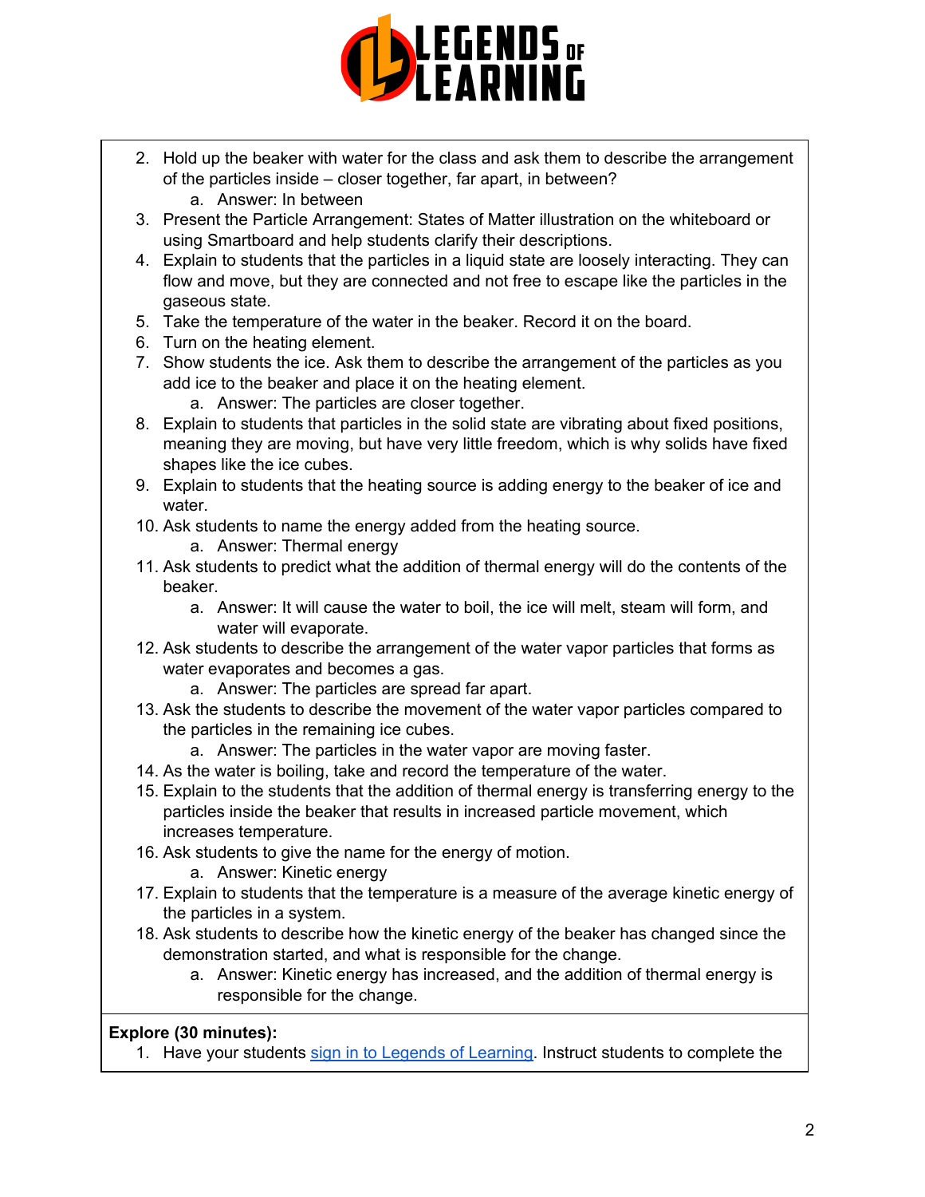2. Hold up the beaker with water for the class and ask them to describe the arrangement of the particles inside – closer together, far apart, in between?
    a. Answer: In between
3. Present the Particle Arrangement: States of Matter illustration on the whiteboard or using Smartboard and help students clarify their descriptions.
4. Explain to students that the particles in a liquid state are loosely interacting. They can flow and move, but they are connected and not free to escape like the particles in the gaseous state.
5. Take the temperature of the water in the beaker. Record it on the board.
6. Turn on the heating element.
7. Show students the ice. Ask them to describe the arrangement of the particles as you add ice to the beaker and place it on the heating element.
    a. Answer: The particles are closer together.
8. Explain to students that particles in the solid state are vibrating about fixed positions, meaning they are moving, but have very little freedom, which is why solids have fixed shapes like the ice cubes.
9. Explain to students that the heating source is adding energy to the beaker of ice and water.
10. Ask students to name the energy added from the heating source.
    a. Answer: Thermal energy
11. Ask students to predict what the addition of thermal energy will do the contents of the beaker.
    a. Answer: It will cause the water to boil, the ice will melt, steam will form, and water will evaporate.
12. Ask students to describe the arrangement of the water vapor particles that forms as water evaporates and becomes a gas.
    a. Answer: The particles are spread far apart.
13. Ask the students to describe the movement of the water vapor particles compared to the particles in the remaining ice cubes.
    a. Answer: The particles in the water vapor are moving faster.
14. As the water is boiling, take and record the temperature of the water.
15. Explain to the students that the addition of thermal energy is transferring energy to the particles inside the beaker that results in increased particle movement, which increases temperature.
16. Ask students to give the name for the energy of motion.
    a. Answer: Kinetic energy
17. Explain to students that the temperature is a measure of the average kinetic energy of the particles in a system.
18. Ask students to describe how the kinetic energy of the beaker has changed since the demonstration started, and what is responsible for the change.
    a. Answer: Kinetic energy has increased, and the addition of thermal energy is responsible for the change.

**Explore (30 minutes):**

1. Have your students [sign in to Legends of Learning](). Instruct students to complete the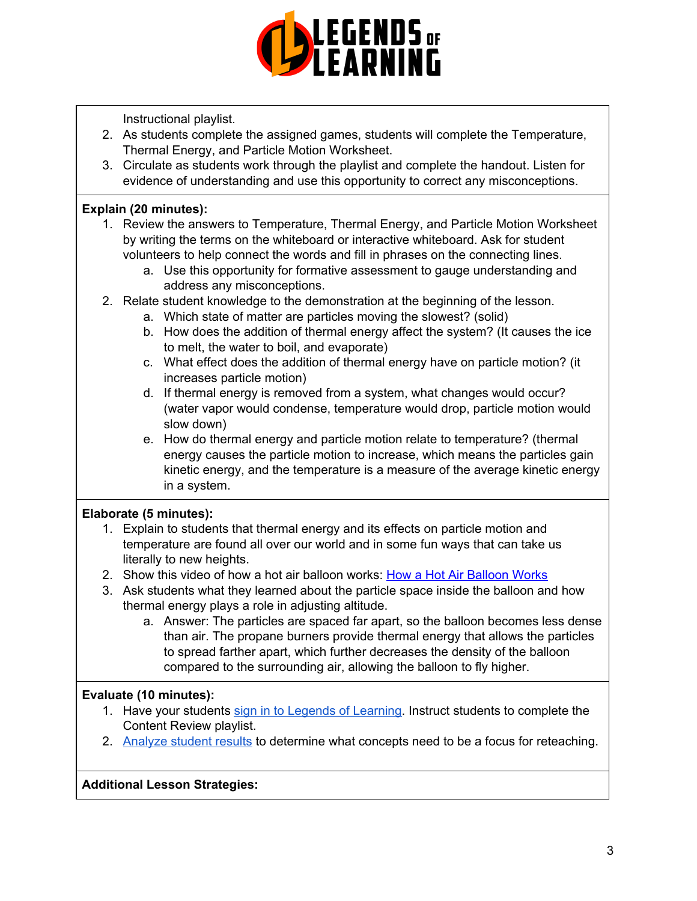Instructional playlist.

2. As students complete the assigned games, students will complete the Temperature, Thermal Energy, and Particle Motion Worksheet.
3. Circulate as students work through the playlist and complete the handout. Listen for evidence of understanding and use this opportunity to correct any misconceptions.

**Explain (20 minutes):**

1. Review the answers to Temperature, Thermal Energy, and Particle Motion Worksheet by writing the terms on the whiteboard or interactive whiteboard. Ask for student volunteers to help connect the words and fill in phrases on the connecting lines.
    a. Use this opportunity for formative assessment to gauge understanding and address any misconceptions.
2. Relate student knowledge to the demonstration at the beginning of the lesson.
    a. Which state of matter are particles moving the slowest? (solid)
    b. How does the addition of thermal energy affect the system? (It causes the ice to melt, the water to boil, and evaporate)
    c. What effect does the addition of thermal energy have on particle motion? (it increases particle motion)
    d. If thermal energy is removed from a system, what changes would occur? (water vapor would condense, temperature would drop, particle motion would slow down)
    e. How do thermal energy and particle motion relate to temperature? (thermal energy causes the particle motion to increase, which means the particles gain kinetic energy, and the temperature is a measure of the average kinetic energy in a system.

**Elaborate (5 minutes):**

1. Explain to students that thermal energy and its effects on particle motion and temperature are found all over our world and in some fun ways that can take us literally to new heights.
2. Show this video of how a hot air balloon works: [How a Hot Air Balloon Works]
3. Ask students what they learned about the particle space inside the balloon and how thermal energy plays a role in adjusting altitude.
    a. Answer: The particles are spaced far apart, so the balloon becomes less dense than air. The propane burners provide thermal energy that allows the particles to spread farther apart, which further decreases the density of the balloon compared to the surrounding air, allowing the balloon to fly higher.

**Evaluate (10 minutes):**

1. Have your students [sign in to Legends of Learning]. Instruct students to complete the Content Review playlist.
2. [Analyze student results] to determine what concepts need to be a focus for reteaching.

**Additional Lesson Strategies:**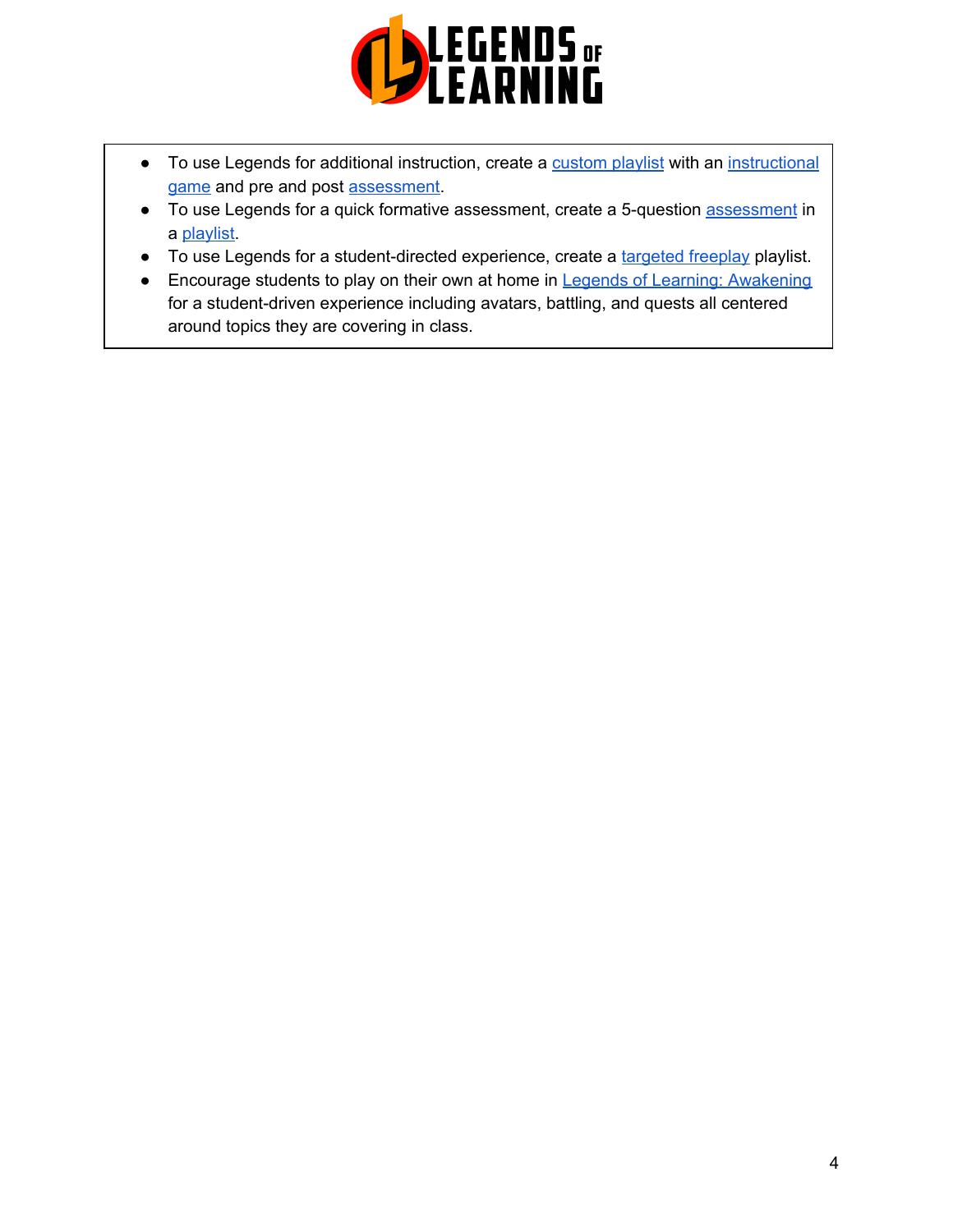- To use Legends for additional instruction, create a custom playlist with an instructional game and pre and post assessment.
- To use Legends for a quick formative assessment, create a 5-question assessment in a playlist.
- To use Legends for a student-directed experience, create a targeted freeplay playlist.
- Encourage students to play on their own at home in Legends of Learning: Awakening for a student-driven experience including avatars, battling, and quests all centered around topics they are covering in class.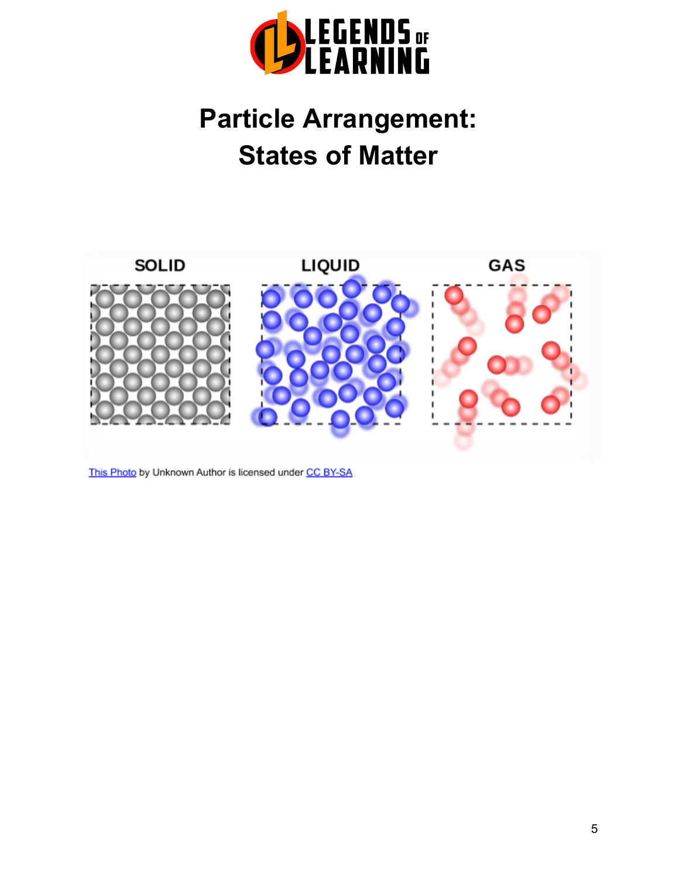# Particle Arrangement: States of Matter

SOLID LIQUID GAS

This Photo by Unknown Author is licensed under CC BY-SA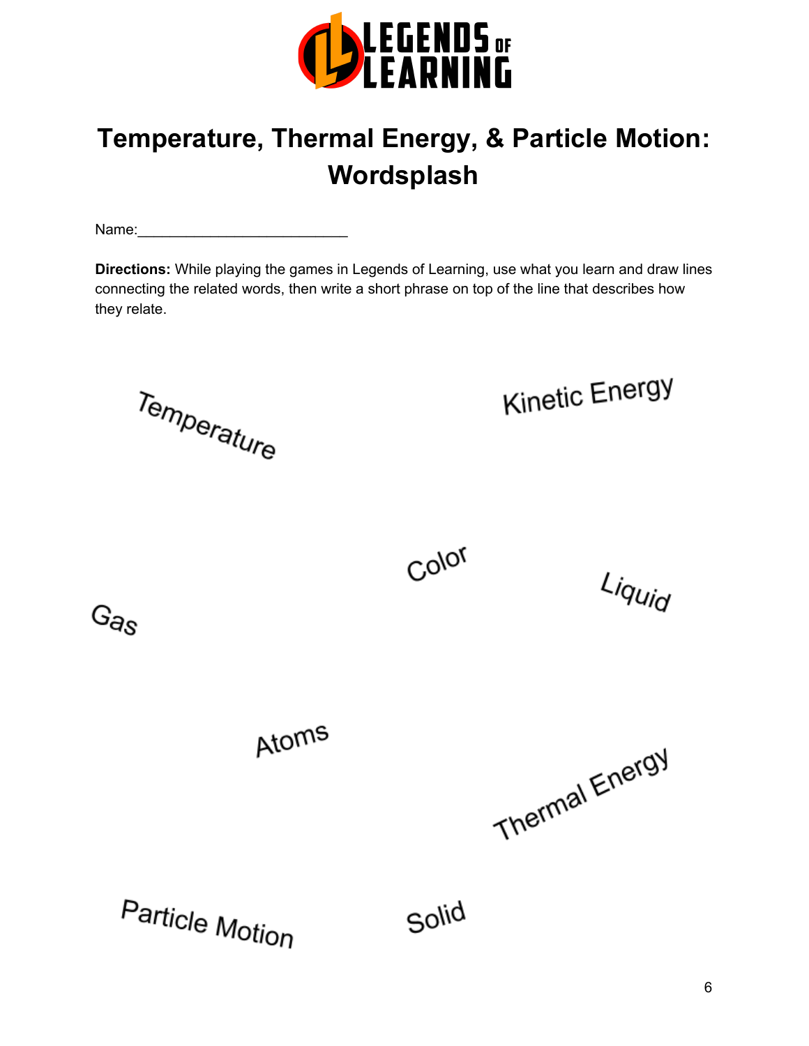# Temperature, Thermal Energy, & Particle Motion: Wordsplash

Name:___________________________

**Directions:** While playing the games in Legends of Learning, use what you learn and draw lines connecting the related words, then write a short phrase on top of the line that describes how they relate.

Temperature

Kinetic Energy

Color

Liquid

Gas

Atoms

Thermal Energy

Particle Motion

Solid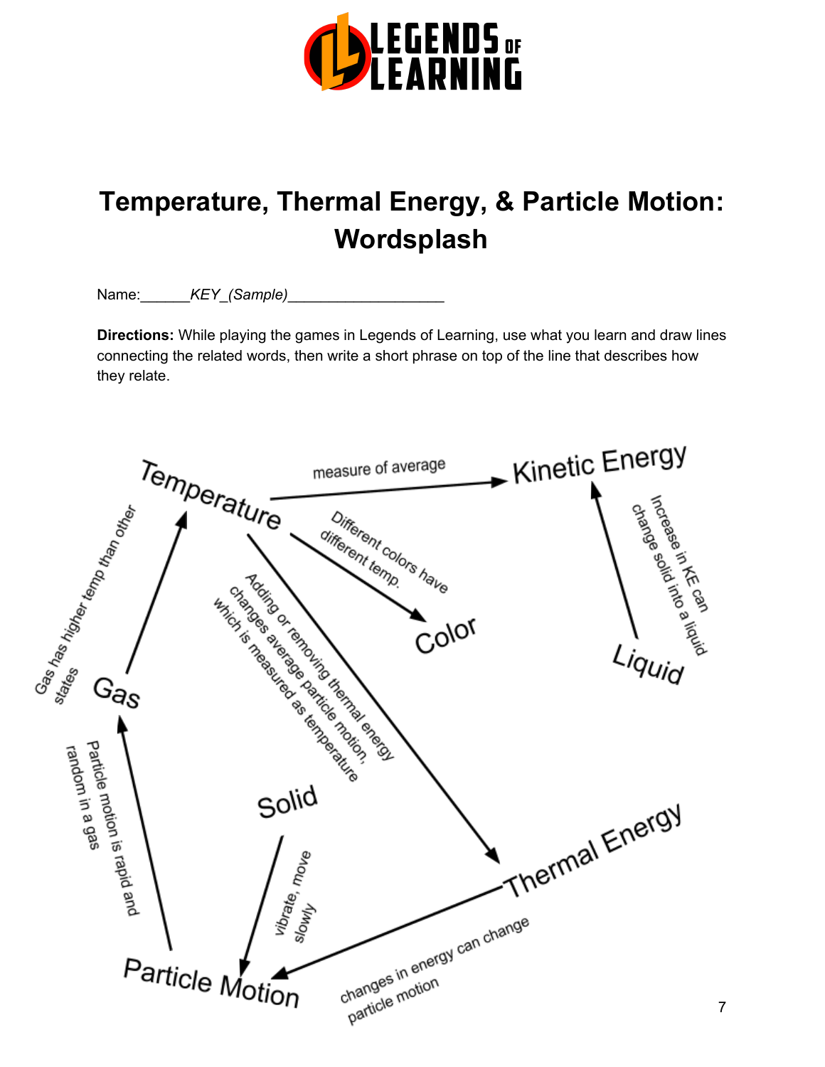# Temperature, Thermal Energy, & Particle Motion: Wordsplash

Name:______*KEY_(Sample)*___________________

**Directions:** While playing the games in Legends of Learning, use what you learn and draw lines connecting the related words, then write a short phrase on top of the line that describes how they relate.

Temperature

Kinetic Energy

Color

Liquid

Gas

Solid

Thermal Energy

Particle Motion

measure of average

Different colors have different temp.

Adding or removing thermal energy changes average particle motion, which is measured as temperature

Increase in KE can change solid into a liquid

Gas has higher temp than other states

Particle motion is rapid and random in a gas

vibrate, move slowly

changes in energy can change particle motion